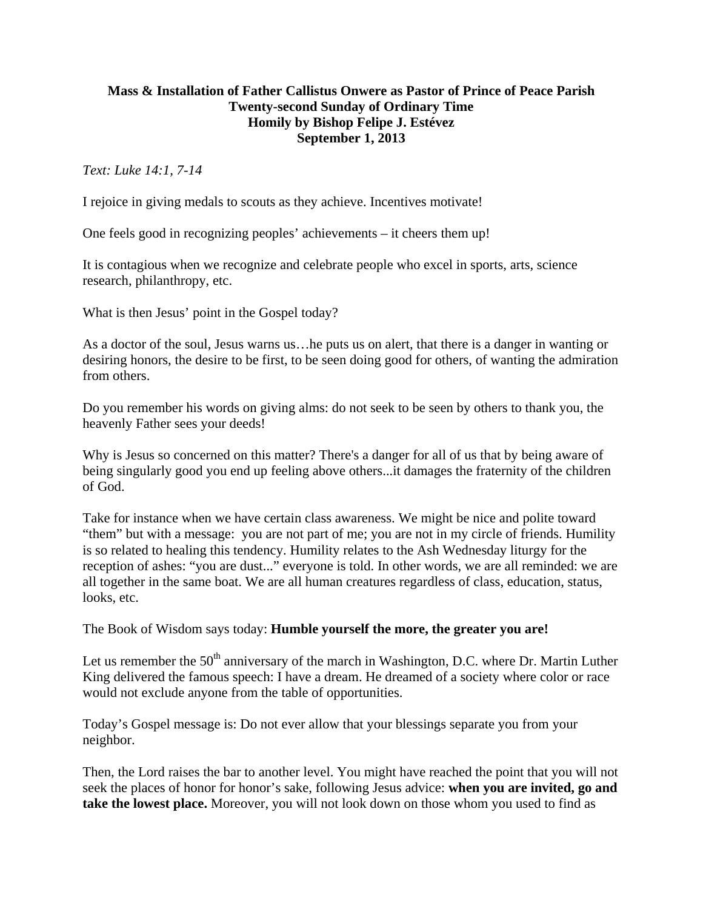**Mass & Installation of Father Callistus Onwere as Pastor of Prince of Peace Parish**
**Twenty-second Sunday of Ordinary Time**
**Homily by Bishop Felipe J. Estévez**
**September 1, 2013**

*Text: Luke 14:1, 7-14*

I rejoice in giving medals to scouts as they achieve. Incentives motivate!

One feels good in recognizing peoples' achievements – it cheers them up!

It is contagious when we recognize and celebrate people who excel in sports, arts, science research, philanthropy, etc.

What is then Jesus' point in the Gospel today?

As a doctor of the soul, Jesus warns us…he puts us on alert, that there is a danger in wanting or desiring honors, the desire to be first, to be seen doing good for others, of wanting the admiration from others.

Do you remember his words on giving alms: do not seek to be seen by others to thank you, the heavenly Father sees your deeds!

Why is Jesus so concerned on this matter? There's a danger for all of us that by being aware of being singularly good you end up feeling above others...it damages the fraternity of the children of God.

Take for instance when we have certain class awareness. We might be nice and polite toward "them" but with a message:  you are not part of me; you are not in my circle of friends. Humility is so related to healing this tendency. Humility relates to the Ash Wednesday liturgy for the reception of ashes: "you are dust..." everyone is told. In other words, we are all reminded: we are all together in the same boat. We are all human creatures regardless of class, education, status, looks, etc.

The Book of Wisdom says today: **Humble yourself the more, the greater you are!**

Let us remember the 50th anniversary of the march in Washington, D.C. where Dr. Martin Luther King delivered the famous speech: I have a dream. He dreamed of a society where color or race would not exclude anyone from the table of opportunities.

Today's Gospel message is: Do not ever allow that your blessings separate you from your neighbor.

Then, the Lord raises the bar to another level. You might have reached the point that you will not seek the places of honor for honor's sake, following Jesus advice: **when you are invited, go and take the lowest place.** Moreover, you will not look down on those whom you used to find as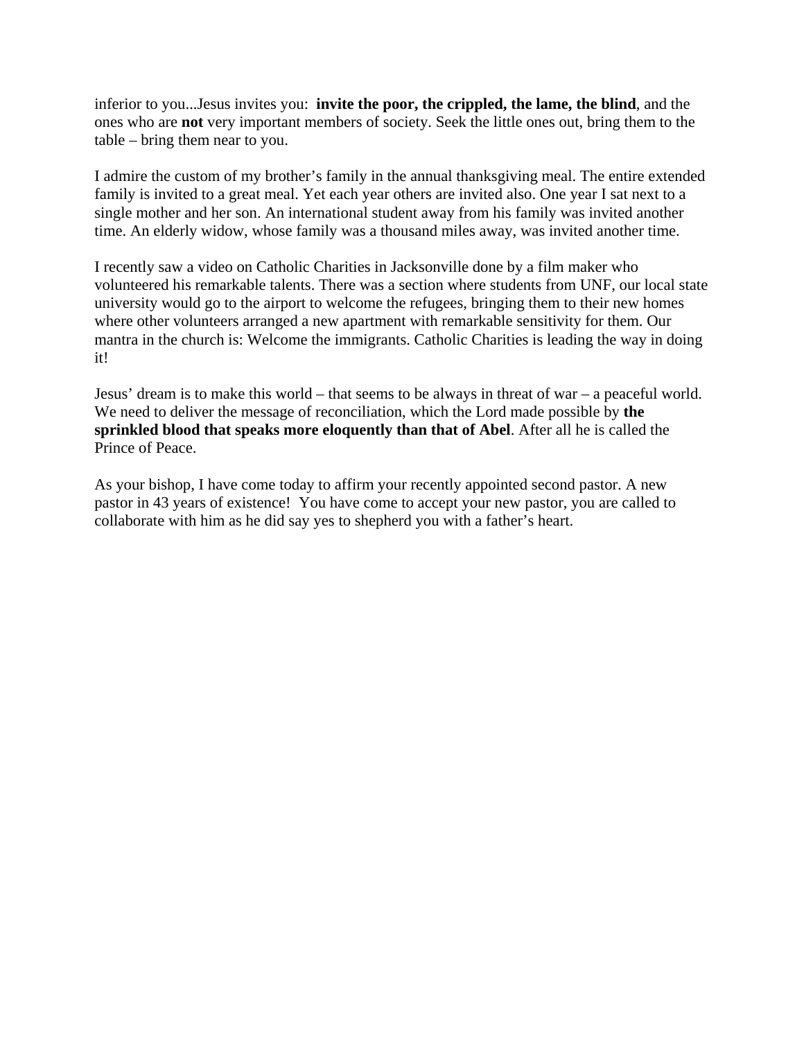inferior to you...Jesus invites you:  **invite the poor, the crippled, the lame, the blind**, and the ones who are **not** very important members of society. Seek the little ones out, bring them to the table – bring them near to you.

I admire the custom of my brother's family in the annual thanksgiving meal. The entire extended family is invited to a great meal. Yet each year others are invited also. One year I sat next to a single mother and her son. An international student away from his family was invited another time. An elderly widow, whose family was a thousand miles away, was invited another time.

I recently saw a video on Catholic Charities in Jacksonville done by a film maker who volunteered his remarkable talents. There was a section where students from UNF, our local state university would go to the airport to welcome the refugees, bringing them to their new homes where other volunteers arranged a new apartment with remarkable sensitivity for them. Our mantra in the church is: Welcome the immigrants. Catholic Charities is leading the way in doing it!

Jesus' dream is to make this world – that seems to be always in threat of war – a peaceful world. We need to deliver the message of reconciliation, which the Lord made possible by **the sprinkled blood that speaks more eloquently than that of Abel**. After all he is called the Prince of Peace.

As your bishop, I have come today to affirm your recently appointed second pastor. A new pastor in 43 years of existence!  You have come to accept your new pastor, you are called to collaborate with him as he did say yes to shepherd you with a father's heart.